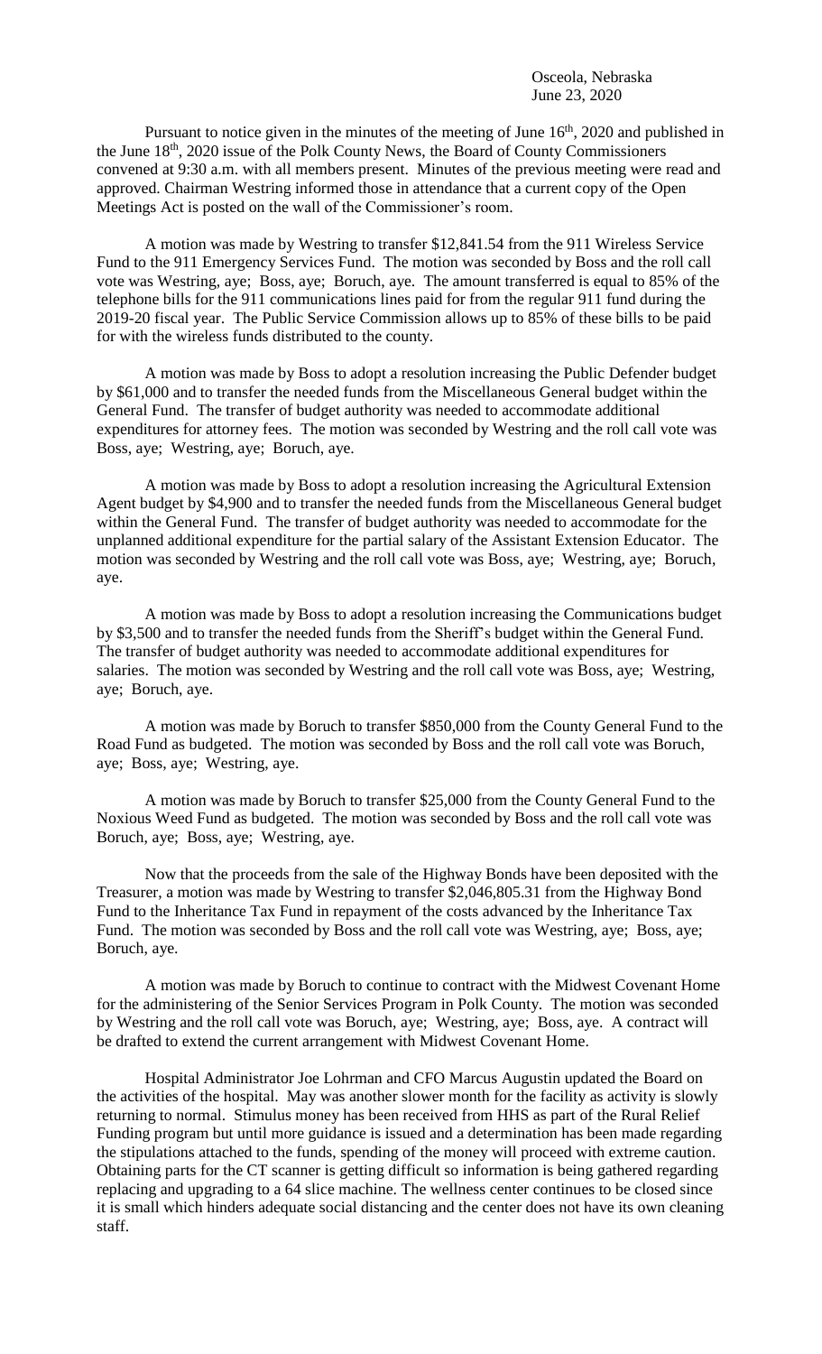Osceola, Nebraska
June 23, 2020

Pursuant to notice given in the minutes of the meeting of June 16th, 2020 and published in the June 18th, 2020 issue of the Polk County News, the Board of County Commissioners convened at 9:30 a.m. with all members present. Minutes of the previous meeting were read and approved. Chairman Westring informed those in attendance that a current copy of the Open Meetings Act is posted on the wall of the Commissioner's room.

A motion was made by Westring to transfer $12,841.54 from the 911 Wireless Service Fund to the 911 Emergency Services Fund. The motion was seconded by Boss and the roll call vote was Westring, aye; Boss, aye; Boruch, aye. The amount transferred is equal to 85% of the telephone bills for the 911 communications lines paid for from the regular 911 fund during the 2019-20 fiscal year. The Public Service Commission allows up to 85% of these bills to be paid for with the wireless funds distributed to the county.

A motion was made by Boss to adopt a resolution increasing the Public Defender budget by $61,000 and to transfer the needed funds from the Miscellaneous General budget within the General Fund. The transfer of budget authority was needed to accommodate additional expenditures for attorney fees. The motion was seconded by Westring and the roll call vote was Boss, aye; Westring, aye; Boruch, aye.

A motion was made by Boss to adopt a resolution increasing the Agricultural Extension Agent budget by $4,900 and to transfer the needed funds from the Miscellaneous General budget within the General Fund. The transfer of budget authority was needed to accommodate for the unplanned additional expenditure for the partial salary of the Assistant Extension Educator. The motion was seconded by Westring and the roll call vote was Boss, aye; Westring, aye; Boruch, aye.

A motion was made by Boss to adopt a resolution increasing the Communications budget by $3,500 and to transfer the needed funds from the Sheriff's budget within the General Fund. The transfer of budget authority was needed to accommodate additional expenditures for salaries. The motion was seconded by Westring and the roll call vote was Boss, aye; Westring, aye; Boruch, aye.

A motion was made by Boruch to transfer $850,000 from the County General Fund to the Road Fund as budgeted. The motion was seconded by Boss and the roll call vote was Boruch, aye; Boss, aye; Westring, aye.

A motion was made by Boruch to transfer $25,000 from the County General Fund to the Noxious Weed Fund as budgeted. The motion was seconded by Boss and the roll call vote was Boruch, aye; Boss, aye; Westring, aye.

Now that the proceeds from the sale of the Highway Bonds have been deposited with the Treasurer, a motion was made by Westring to transfer $2,046,805.31 from the Highway Bond Fund to the Inheritance Tax Fund in repayment of the costs advanced by the Inheritance Tax Fund. The motion was seconded by Boss and the roll call vote was Westring, aye; Boss, aye; Boruch, aye.

A motion was made by Boruch to continue to contract with the Midwest Covenant Home for the administering of the Senior Services Program in Polk County. The motion was seconded by Westring and the roll call vote was Boruch, aye; Westring, aye; Boss, aye. A contract will be drafted to extend the current arrangement with Midwest Covenant Home.

Hospital Administrator Joe Lohrman and CFO Marcus Augustin updated the Board on the activities of the hospital. May was another slower month for the facility as activity is slowly returning to normal. Stimulus money has been received from HHS as part of the Rural Relief Funding program but until more guidance is issued and a determination has been made regarding the stipulations attached to the funds, spending of the money will proceed with extreme caution. Obtaining parts for the CT scanner is getting difficult so information is being gathered regarding replacing and upgrading to a 64 slice machine. The wellness center continues to be closed since it is small which hinders adequate social distancing and the center does not have its own cleaning staff.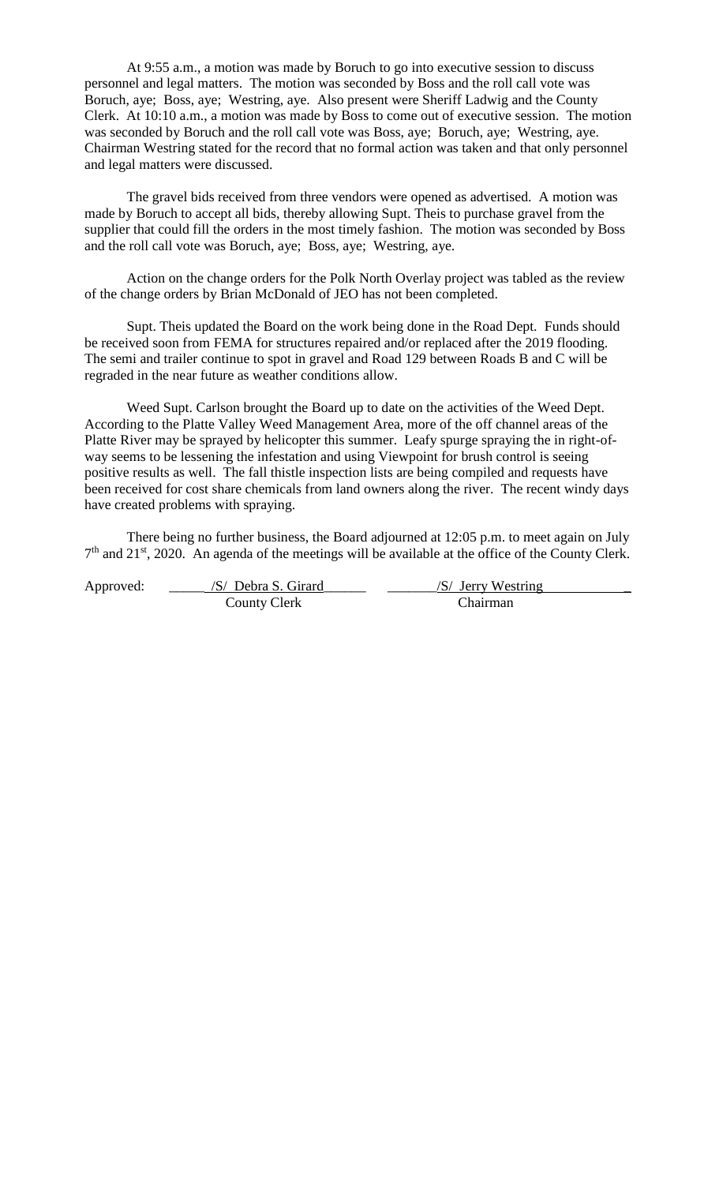At 9:55 a.m., a motion was made by Boruch to go into executive session to discuss personnel and legal matters. The motion was seconded by Boss and the roll call vote was Boruch, aye; Boss, aye; Westring, aye. Also present were Sheriff Ladwig and the County Clerk. At 10:10 a.m., a motion was made by Boss to come out of executive session. The motion was seconded by Boruch and the roll call vote was Boss, aye; Boruch, aye; Westring, aye. Chairman Westring stated for the record that no formal action was taken and that only personnel and legal matters were discussed.

The gravel bids received from three vendors were opened as advertised. A motion was made by Boruch to accept all bids, thereby allowing Supt. Theis to purchase gravel from the supplier that could fill the orders in the most timely fashion. The motion was seconded by Boss and the roll call vote was Boruch, aye; Boss, aye; Westring, aye.

Action on the change orders for the Polk North Overlay project was tabled as the review of the change orders by Brian McDonald of JEO has not been completed.

Supt. Theis updated the Board on the work being done in the Road Dept. Funds should be received soon from FEMA for structures repaired and/or replaced after the 2019 flooding. The semi and trailer continue to spot in gravel and Road 129 between Roads B and C will be regraded in the near future as weather conditions allow.

Weed Supt. Carlson brought the Board up to date on the activities of the Weed Dept. According to the Platte Valley Weed Management Area, more of the off channel areas of the Platte River may be sprayed by helicopter this summer. Leafy spurge spraying the in right-of-way seems to be lessening the infestation and using Viewpoint for brush control is seeing positive results as well. The fall thistle inspection lists are being compiled and requests have been received for cost share chemicals from land owners along the river. The recent windy days have created problems with spraying.

There being no further business, the Board adjourned at 12:05 p.m. to meet again on July 7th and 21st, 2020. An agenda of the meetings will be available at the office of the County Clerk.

Approved: /S/ Debra S. Girard — County Clerk

/S/ Jerry Westring — Chairman